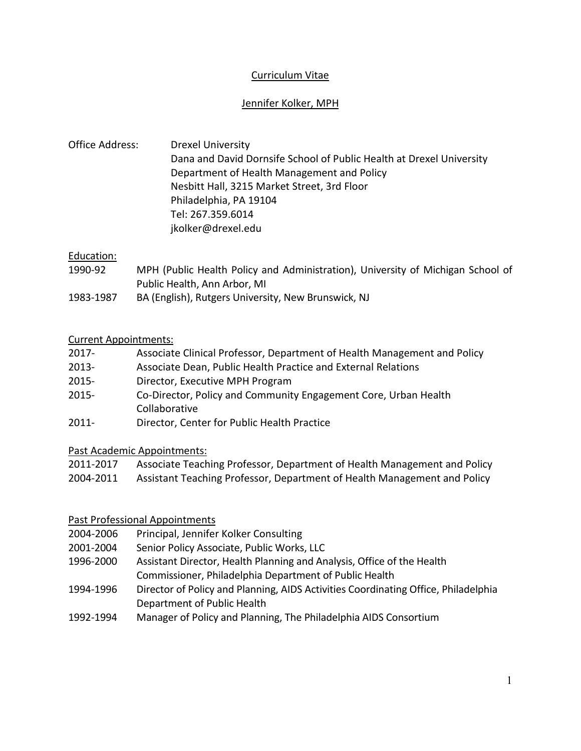# Curriculum Vitae

## Jennifer Kolker, MPH

Office Address: Drexel University
Dana and David Dornsife School of Public Health at Drexel University
Department of Health Management and Policy
Nesbitt Hall, 3215 Market Street, 3rd Floor
Philadelphia, PA 19104
Tel: 267.359.6014
jkolker@drexel.edu

### Education:

| | |
|---|---|
| 1990-92 | MPH (Public Health Policy and Administration), University of Michigan School of Public Health, Ann Arbor, MI |
| 1983-1987 | BA (English), Rutgers University, New Brunswick, NJ |

### Current Appointments:

| | |
|---|---|
| 2017- | Associate Clinical Professor, Department of Health Management and Policy |
| 2013- | Associate Dean, Public Health Practice and External Relations |
| 2015- | Director, Executive MPH Program |
| 2015- | Co-Director, Policy and Community Engagement Core, Urban Health Collaborative |
| 2011- | Director, Center for Public Health Practice |

### Past Academic Appointments:

| | |
|---|---|
| 2011-2017 | Associate Teaching Professor, Department of Health Management and Policy |
| 2004-2011 | Assistant Teaching Professor, Department of Health Management and Policy |

### Past Professional Appointments

| | |
|---|---|
| 2004-2006 | Principal, Jennifer Kolker Consulting |
| 2001-2004 | Senior Policy Associate, Public Works, LLC |
| 1996-2000 | Assistant Director, Health Planning and Analysis, Office of the Health Commissioner, Philadelphia Department of Public Health |
| 1994-1996 | Director of Policy and Planning, AIDS Activities Coordinating Office, Philadelphia Department of Public Health |
| 1992-1994 | Manager of Policy and Planning, The Philadelphia AIDS Consortium |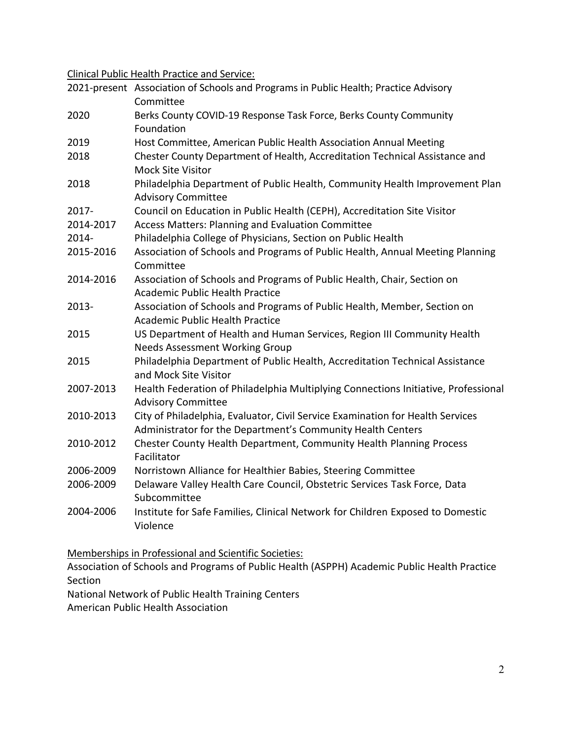Clinical Public Health Practice and Service:

| | |
|---|---|
| 2021-present | Association of Schools and Programs in Public Health; Practice Advisory Committee |
| 2020 | Berks County COVID-19 Response Task Force, Berks County Community Foundation |
| 2019 | Host Committee, American Public Health Association Annual Meeting |
| 2018 | Chester County Department of Health, Accreditation Technical Assistance and Mock Site Visitor |
| 2018 | Philadelphia Department of Public Health, Community Health Improvement Plan Advisory Committee |
| 2017- | Council on Education in Public Health (CEPH), Accreditation Site Visitor |
| 2014-2017 | Access Matters: Planning and Evaluation Committee |
| 2014- | Philadelphia College of Physicians, Section on Public Health |
| 2015-2016 | Association of Schools and Programs of Public Health, Annual Meeting Planning Committee |
| 2014-2016 | Association of Schools and Programs of Public Health, Chair, Section on Academic Public Health Practice |
| 2013- | Association of Schools and Programs of Public Health, Member, Section on Academic Public Health Practice |
| 2015 | US Department of Health and Human Services, Region III Community Health Needs Assessment Working Group |
| 2015 | Philadelphia Department of Public Health, Accreditation Technical Assistance and Mock Site Visitor |
| 2007-2013 | Health Federation of Philadelphia Multiplying Connections Initiative, Professional Advisory Committee |
| 2010-2013 | City of Philadelphia, Evaluator, Civil Service Examination for Health Services Administrator for the Department's Community Health Centers |
| 2010-2012 | Chester County Health Department, Community Health Planning Process Facilitator |
| 2006-2009 | Norristown Alliance for Healthier Babies, Steering Committee |
| 2006-2009 | Delaware Valley Health Care Council, Obstetric Services Task Force, Data Subcommittee |
| 2004-2006 | Institute for Safe Families, Clinical Network for Children Exposed to Domestic Violence |

Memberships in Professional and Scientific Societies:

Association of Schools and Programs of Public Health (ASPPH) Academic Public Health Practice Section

National Network of Public Health Training Centers

American Public Health Association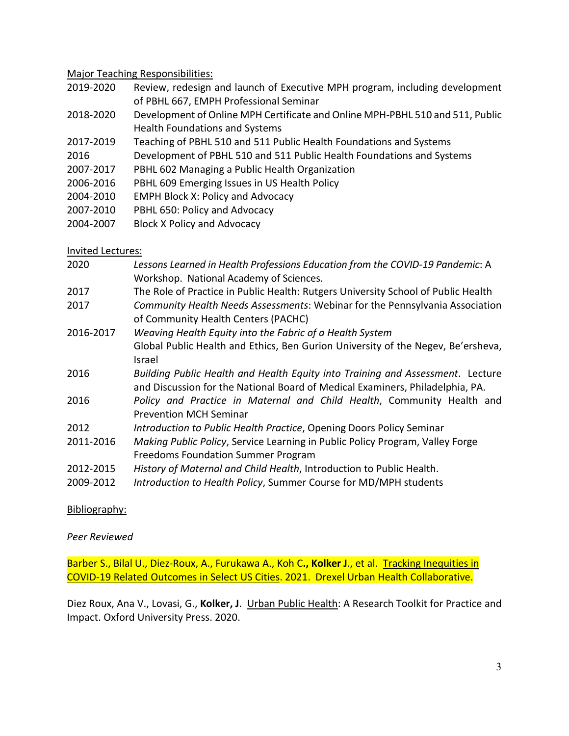Major Teaching Responsibilities:

| | |
|---|---|
| 2019-2020 | Review, redesign and launch of Executive MPH program, including development of PBHL 667, EMPH Professional Seminar |
| 2018-2020 | Development of Online MPH Certificate and Online MPH-PBHL 510 and 511, Public Health Foundations and Systems |
| 2017-2019 | Teaching of PBHL 510 and 511 Public Health Foundations and Systems |
| 2016 | Development of PBHL 510 and 511 Public Health Foundations and Systems |
| 2007-2017 | PBHL 602 Managing a Public Health Organization |
| 2006-2016 | PBHL 609 Emerging Issues in US Health Policy |
| 2004-2010 | EMPH Block X: Policy and Advocacy |
| 2007-2010 | PBHL 650: Policy and Advocacy |
| 2004-2007 | Block X Policy and Advocacy |

Invited Lectures:

| | |
|---|---|
| 2020 | *Lessons Learned in Health Professions Education from the COVID-19 Pandemic*: A Workshop. National Academy of Sciences. |
| 2017 | The Role of Practice in Public Health: Rutgers University School of Public Health |
| 2017 | *Community Health Needs Assessments*: Webinar for the Pennsylvania Association of Community Health Centers (PACHC) |
| 2016-2017 | *Weaving Health Equity into the Fabric of a Health System* Global Public Health and Ethics, Ben Gurion University of the Negev, Be'ersheva, Israel |
| 2016 | *Building Public Health and Health Equity into Training and Assessment*. Lecture and Discussion for the National Board of Medical Examiners, Philadelphia, PA. |
| 2016 | *Policy and Practice in Maternal and Child Health*, Community Health and Prevention MCH Seminar |
| 2012 | *Introduction to Public Health Practice*, Opening Doors Policy Seminar |
| 2011-2016 | *Making Public Policy*, Service Learning in Public Policy Program, Valley Forge Freedoms Foundation Summer Program |
| 2012-2015 | *History of Maternal and Child Health*, Introduction to Public Health. |
| 2009-2012 | *Introduction to Health Policy*, Summer Course for MD/MPH students |

Bibliography:

*Peer Reviewed*

Barber S., Bilal U., Diez-Roux, A., Furukawa A., Koh C**., Kolker J**., et al. Tracking Inequities in COVID-19 Related Outcomes in Select US Cities. 2021. Drexel Urban Health Collaborative.

Diez Roux, Ana V., Lovasi, G., **Kolker, J**. Urban Public Health: A Research Toolkit for Practice and Impact. Oxford University Press. 2020.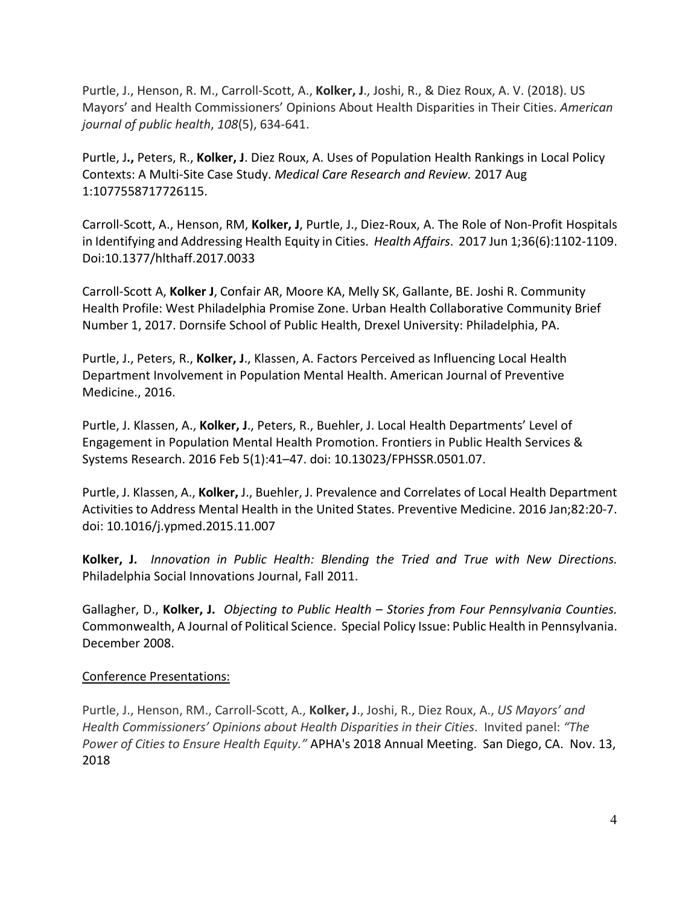Purtle, J., Henson, R. M., Carroll-Scott, A., **Kolker, J**., Joshi, R., & Diez Roux, A. V. (2018). US Mayors' and Health Commissioners' Opinions About Health Disparities in Their Cities. *American journal of public health*, *108*(5), 634-641.

Purtle, J**.,** Peters, R., **Kolker, J**. Diez Roux, A. Uses of Population Health Rankings in Local Policy Contexts: A Multi-Site Case Study. *Medical Care Research and Review.* 2017 Aug 1:1077558717726115.

Carroll-Scott, A., Henson, RM, **Kolker, J**, Purtle, J., Diez-Roux, A. The Role of Non-Profit Hospitals in Identifying and Addressing Health Equity in Cities. *Health Affairs*. 2017 Jun 1;36(6):1102-1109. Doi:10.1377/hlthaff.2017.0033

Carroll-Scott A, **Kolker J**, Confair AR, Moore KA, Melly SK, Gallante, BE. Joshi R. Community Health Profile: West Philadelphia Promise Zone. Urban Health Collaborative Community Brief Number 1, 2017. Dornsife School of Public Health, Drexel University: Philadelphia, PA.

Purtle, J., Peters, R., **Kolker, J**., Klassen, A. Factors Perceived as Influencing Local Health Department Involvement in Population Mental Health. American Journal of Preventive Medicine., 2016.

Purtle, J. Klassen, A., **Kolker, J**., Peters, R., Buehler, J. Local Health Departments' Level of Engagement in Population Mental Health Promotion. Frontiers in Public Health Services & Systems Research. 2016 Feb 5(1):41–47. doi: 10.13023/FPHSSR.0501.07.

Purtle, J. Klassen, A., **Kolker,** J., Buehler, J. Prevalence and Correlates of Local Health Department Activities to Address Mental Health in the United States. Preventive Medicine. 2016 Jan;82:20-7. doi: 10.1016/j.ypmed.2015.11.007

**Kolker, J.** *Innovation in Public Health: Blending the Tried and True with New Directions.* Philadelphia Social Innovations Journal, Fall 2011.

Gallagher, D., **Kolker, J.** *Objecting to Public Health – Stories from Four Pennsylvania Counties.* Commonwealth, A Journal of Political Science. Special Policy Issue: Public Health in Pennsylvania. December 2008.

Conference Presentations:

Purtle, J., Henson, RM., Carroll-Scott, A., **Kolker, J**., Joshi, R., Diez Roux, A., *US Mayors' and Health Commissioners' Opinions about Health Disparities in their Cities*. Invited panel: *"The Power of Cities to Ensure Health Equity."* APHA's 2018 Annual Meeting. San Diego, CA. Nov. 13, 2018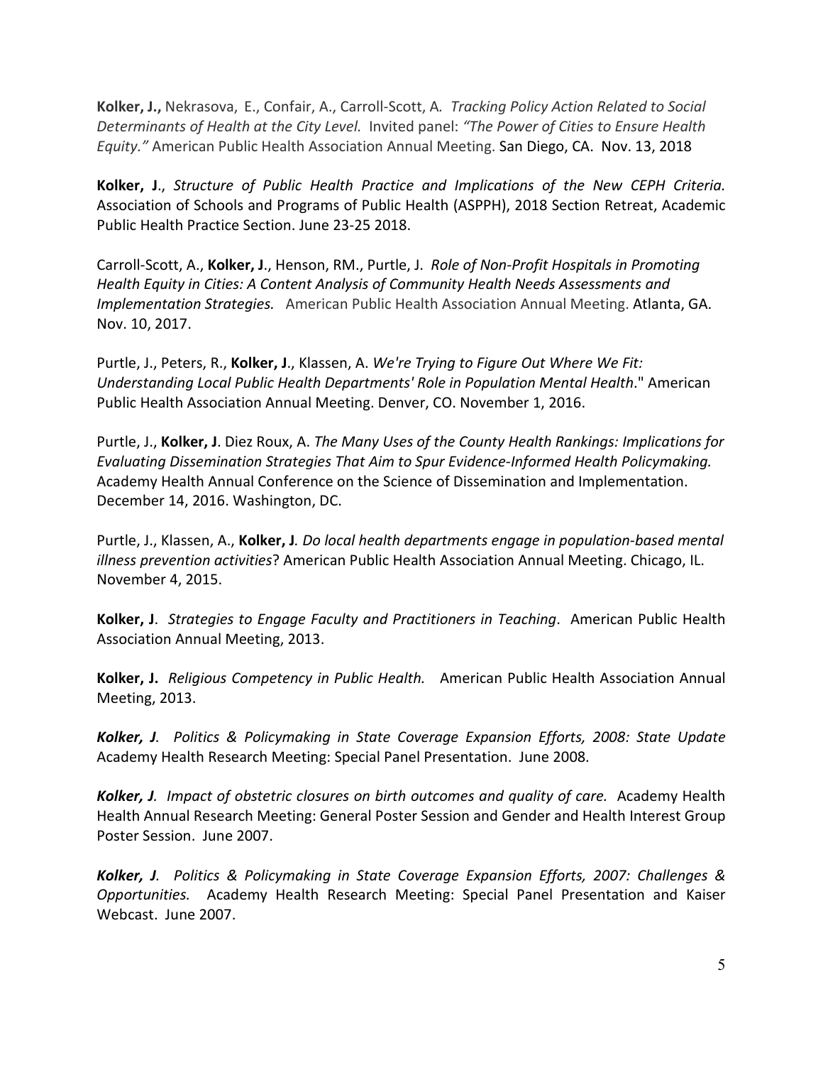**Kolker, J.,** Nekrasova, E., Confair, A., Carroll-Scott, A. *Tracking Policy Action Related to Social Determinants of Health at the City Level.* Invited panel: *"The Power of Cities to Ensure Health Equity."* American Public Health Association Annual Meeting. San Diego, CA. Nov. 13, 2018

**Kolker, J**., *Structure of Public Health Practice and Implications of the New CEPH Criteria.* Association of Schools and Programs of Public Health (ASPPH), 2018 Section Retreat, Academic Public Health Practice Section. June 23-25 2018.

Carroll-Scott, A., **Kolker, J**., Henson, RM., Purtle, J. *Role of Non-Profit Hospitals in Promoting Health Equity in Cities: A Content Analysis of Community Health Needs Assessments and Implementation Strategies.* American Public Health Association Annual Meeting. Atlanta, GA. Nov. 10, 2017.

Purtle, J., Peters, R., **Kolker, J**., Klassen, A. *We're Trying to Figure Out Where We Fit: Understanding Local Public Health Departments' Role in Population Mental Health*." American Public Health Association Annual Meeting. Denver, CO. November 1, 2016.

Purtle, J., **Kolker, J**. Diez Roux, A. *The Many Uses of the County Health Rankings: Implications for Evaluating Dissemination Strategies That Aim to Spur Evidence-Informed Health Policymaking.* Academy Health Annual Conference on the Science of Dissemination and Implementation. December 14, 2016. Washington, DC.

Purtle, J., Klassen, A., **Kolker, J***. Do local health departments engage in population-based mental illness prevention activities*? American Public Health Association Annual Meeting. Chicago, IL. November 4, 2015.

**Kolker, J**. *Strategies to Engage Faculty and Practitioners in Teaching*. American Public Health Association Annual Meeting, 2013.

**Kolker, J.** *Religious Competency in Public Health.* American Public Health Association Annual Meeting, 2013.

***Kolker, J****. Politics & Policymaking in State Coverage Expansion Efforts, 2008: State Update* Academy Health Research Meeting: Special Panel Presentation. June 2008.

***Kolker, J****. Impact of obstetric closures on birth outcomes and quality of care.* Academy Health Health Annual Research Meeting: General Poster Session and Gender and Health Interest Group Poster Session. June 2007.

***Kolker, J****. Politics & Policymaking in State Coverage Expansion Efforts, 2007: Challenges & Opportunities.* Academy Health Research Meeting: Special Panel Presentation and Kaiser Webcast. June 2007.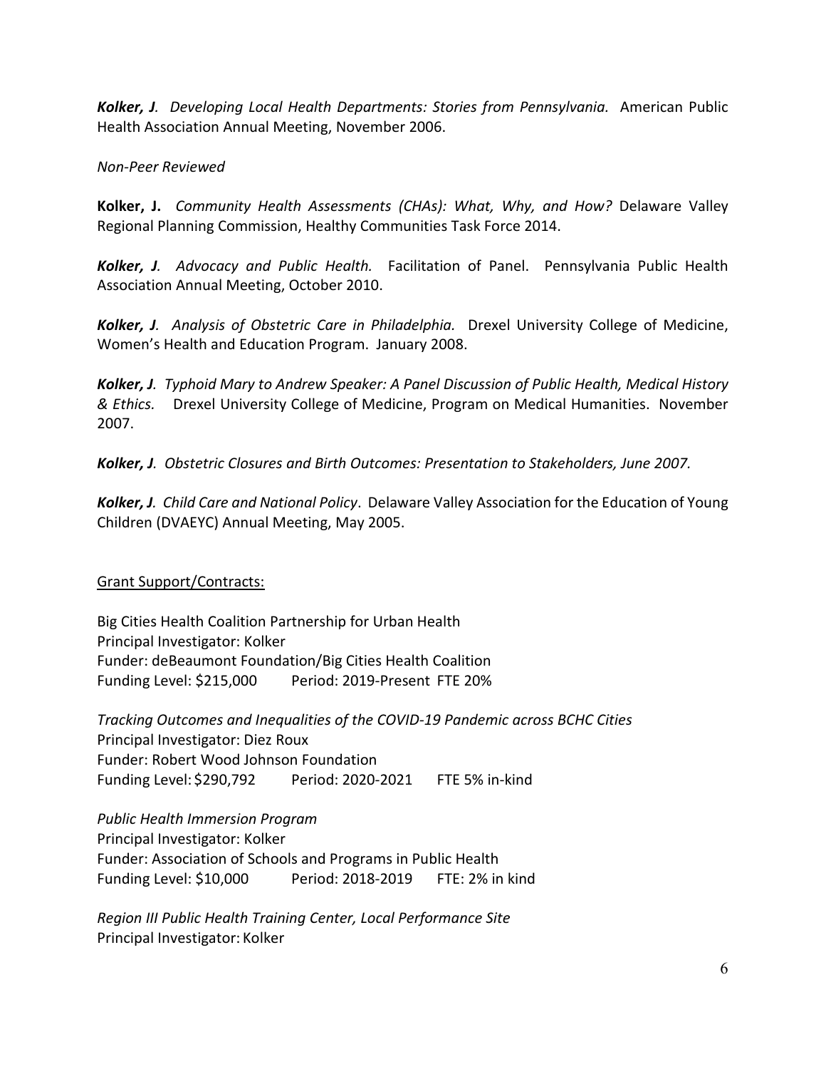***Kolker, J**. Developing Local Health Departments: Stories from Pennsylvania.* American Public Health Association Annual Meeting, November 2006.

*Non-Peer Reviewed*

**Kolker, J.** *Community Health Assessments (CHAs): What, Why, and How?* Delaware Valley Regional Planning Commission, Healthy Communities Task Force 2014.

***Kolker, J**. Advocacy and Public Health.* Facilitation of Panel. Pennsylvania Public Health Association Annual Meeting, October 2010.

***Kolker, J**. Analysis of Obstetric Care in Philadelphia.* Drexel University College of Medicine, Women's Health and Education Program. January 2008.

***Kolker, J**. Typhoid Mary to Andrew Speaker: A Panel Discussion of Public Health, Medical History & Ethics.* Drexel University College of Medicine, Program on Medical Humanities. November 2007.

***Kolker, J**. Obstetric Closures and Birth Outcomes: Presentation to Stakeholders, June 2007.*

***Kolker, J**. Child Care and National Policy*. Delaware Valley Association for the Education of Young Children (DVAEYC) Annual Meeting, May 2005.

<u>Grant Support/Contracts:</u>

Big Cities Health Coalition Partnership for Urban Health
Principal Investigator: Kolker
Funder: deBeaumont Foundation/Big Cities Health Coalition
Funding Level: $215,000 Period: 2019-Present FTE 20%

*Tracking Outcomes and Inequalities of the COVID-19 Pandemic across BCHC Cities*
Principal Investigator: Diez Roux
Funder: Robert Wood Johnson Foundation
Funding Level: $290,792 Period: 2020-2021 FTE 5% in-kind

*Public Health Immersion Program*
Principal Investigator: Kolker
Funder: Association of Schools and Programs in Public Health
Funding Level: $10,000 Period: 2018-2019 FTE: 2% in kind

*Region III Public Health Training Center, Local Performance Site*
Principal Investigator: Kolker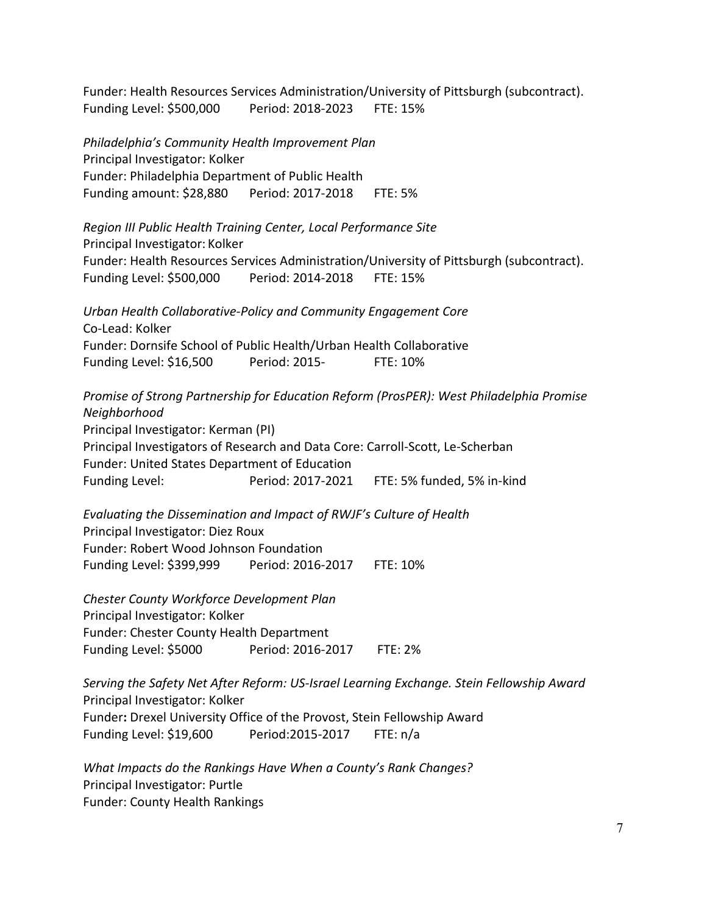Funder: Health Resources Services Administration/University of Pittsburgh (subcontract).
Funding Level: $500,000 Period: 2018-2023 FTE: 15%

*Philadelphia's Community Health Improvement Plan*
Principal Investigator: Kolker
Funder: Philadelphia Department of Public Health
Funding amount: $28,880 Period: 2017-2018 FTE: 5%

*Region III Public Health Training Center, Local Performance Site*
Principal Investigator: Kolker
Funder: Health Resources Services Administration/University of Pittsburgh (subcontract).
Funding Level: $500,000 Period: 2014-2018 FTE: 15%

*Urban Health Collaborative-Policy and Community Engagement Core*
Co-Lead: Kolker
Funder: Dornsife School of Public Health/Urban Health Collaborative
Funding Level: $16,500 Period: 2015- FTE: 10%

*Promise of Strong Partnership for Education Reform (ProsPER): West Philadelphia Promise Neighborhood*
Principal Investigator: Kerman (PI)
Principal Investigators of Research and Data Core: Carroll-Scott, Le-Scherban
Funder: United States Department of Education
Funding Level: Period: 2017-2021 FTE: 5% funded, 5% in-kind

*Evaluating the Dissemination and Impact of RWJF's Culture of Health*
Principal Investigator: Diez Roux
Funder: Robert Wood Johnson Foundation
Funding Level: $399,999 Period: 2016-2017 FTE: 10%

*Chester County Workforce Development Plan*
Principal Investigator: Kolker
Funder: Chester County Health Department
Funding Level: $5000 Period: 2016-2017 FTE: 2%

*Serving the Safety Net After Reform: US-Israel Learning Exchange. Stein Fellowship Award*
Principal Investigator: Kolker
Funder**:** Drexel University Office of the Provost, Stein Fellowship Award
Funding Level: $19,600 Period:2015-2017 FTE: n/a

*What Impacts do the Rankings Have When a County's Rank Changes?*
Principal Investigator: Purtle
Funder: County Health Rankings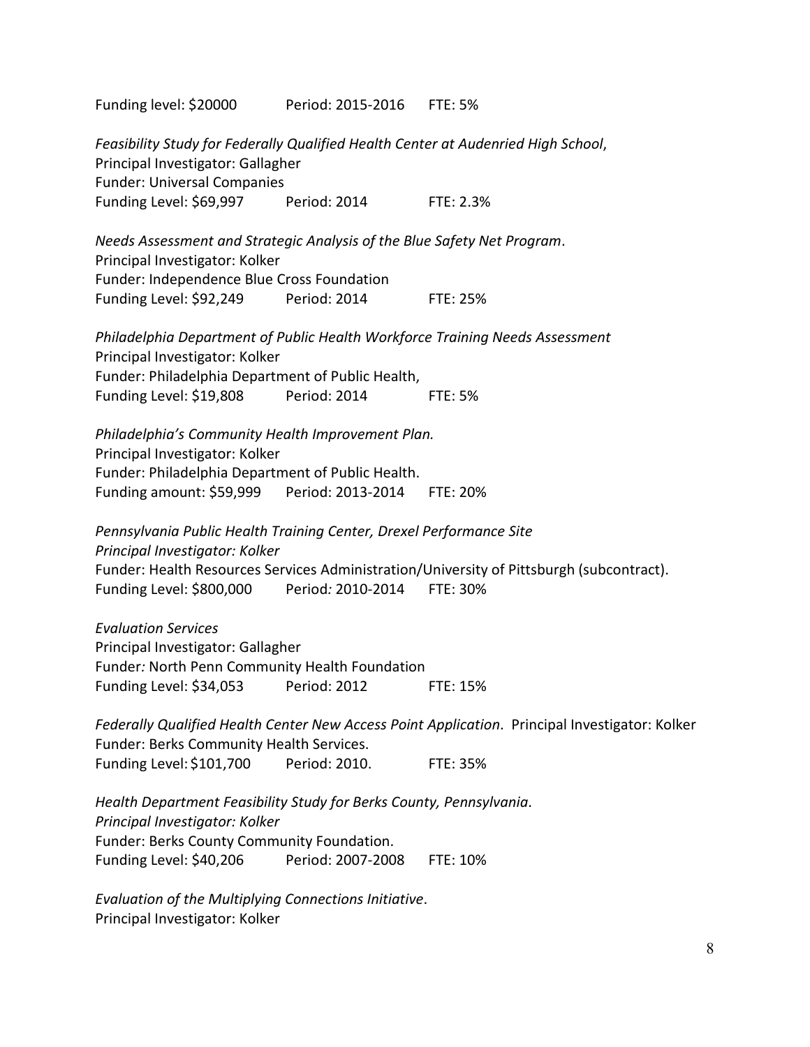Funding level: $20000 Period: 2015-2016 FTE: 5%

*Feasibility Study for Federally Qualified Health Center at Audenried High School*,
Principal Investigator: Gallagher
Funder: Universal Companies
Funding Level: $69,997 Period: 2014 FTE: 2.3%

*Needs Assessment and Strategic Analysis of the Blue Safety Net Program*.
Principal Investigator: Kolker
Funder: Independence Blue Cross Foundation
Funding Level: $92,249 Period: 2014 FTE: 25%

*Philadelphia Department of Public Health Workforce Training Needs Assessment*
Principal Investigator: Kolker
Funder: Philadelphia Department of Public Health,
Funding Level: $19,808 Period: 2014 FTE: 5%

*Philadelphia's Community Health Improvement Plan.*
Principal Investigator: Kolker
Funder: Philadelphia Department of Public Health.
Funding amount: $59,999 Period: 2013-2014 FTE: 20%

*Pennsylvania Public Health Training Center, Drexel Performance Site*
*Principal Investigator: Kolker*
Funder: Health Resources Services Administration/University of Pittsburgh (subcontract).
Funding Level: $800,000 Period*:* 2010-2014 FTE: 30%

*Evaluation Services*
Principal Investigator: Gallagher
Funder*:* North Penn Community Health Foundation
Funding Level: $34,053 Period: 2012 FTE: 15%

*Federally Qualified Health Center New Access Point Application*. Principal Investigator: Kolker
Funder: Berks Community Health Services.
Funding Level: $101,700 Period: 2010. FTE: 35%

*Health Department Feasibility Study for Berks County, Pennsylvania*.
*Principal Investigator: Kolker*
Funder: Berks County Community Foundation.
Funding Level: $40,206 Period: 2007-2008 FTE: 10%

*Evaluation of the Multiplying Connections Initiative*.
Principal Investigator: Kolker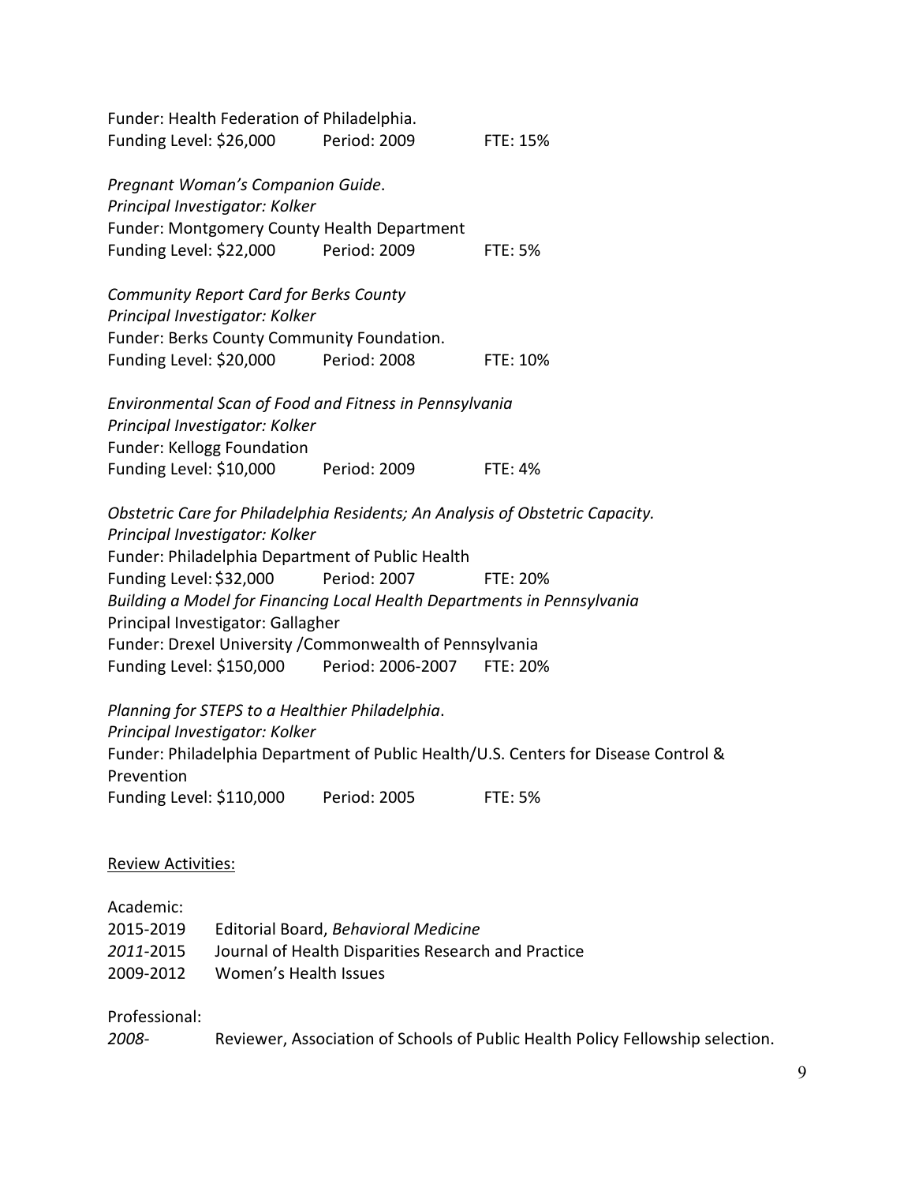Funder: Health Federation of Philadelphia.
Funding Level: $26,000 Period: 2009 FTE: 15%

*Pregnant Woman's Companion Guide.*
*Principal Investigator: Kolker*
Funder: Montgomery County Health Department
Funding Level: $22,000 Period: 2009 FTE: 5%

*Community Report Card for Berks County*
*Principal Investigator: Kolker*
Funder: Berks County Community Foundation.
Funding Level: $20,000 Period: 2008 FTE: 10%

*Environmental Scan of Food and Fitness in Pennsylvania*
*Principal Investigator: Kolker*
Funder: Kellogg Foundation
Funding Level: $10,000 Period: 2009 FTE: 4%

*Obstetric Care for Philadelphia Residents; An Analysis of Obstetric Capacity.*
*Principal Investigator: Kolker*
Funder: Philadelphia Department of Public Health
Funding Level: $32,000 Period: 2007 FTE: 20%
*Building a Model for Financing Local Health Departments in Pennsylvania*
Principal Investigator: Gallagher
Funder: Drexel University /Commonwealth of Pennsylvania
Funding Level: $150,000 Period: 2006-2007 FTE: 20%

*Planning for STEPS to a Healthier Philadelphia.*
*Principal Investigator: Kolker*
Funder: Philadelphia Department of Public Health/U.S. Centers for Disease Control & Prevention
Funding Level: $110,000 Period: 2005 FTE: 5%

<u>Review Activities:</u>

Academic:
2015-2019 Editorial Board, *Behavioral Medicine*
*2011*-2015 Journal of Health Disparities Research and Practice
2009-2012 Women's Health Issues

Professional:
*2008-* Reviewer, Association of Schools of Public Health Policy Fellowship selection.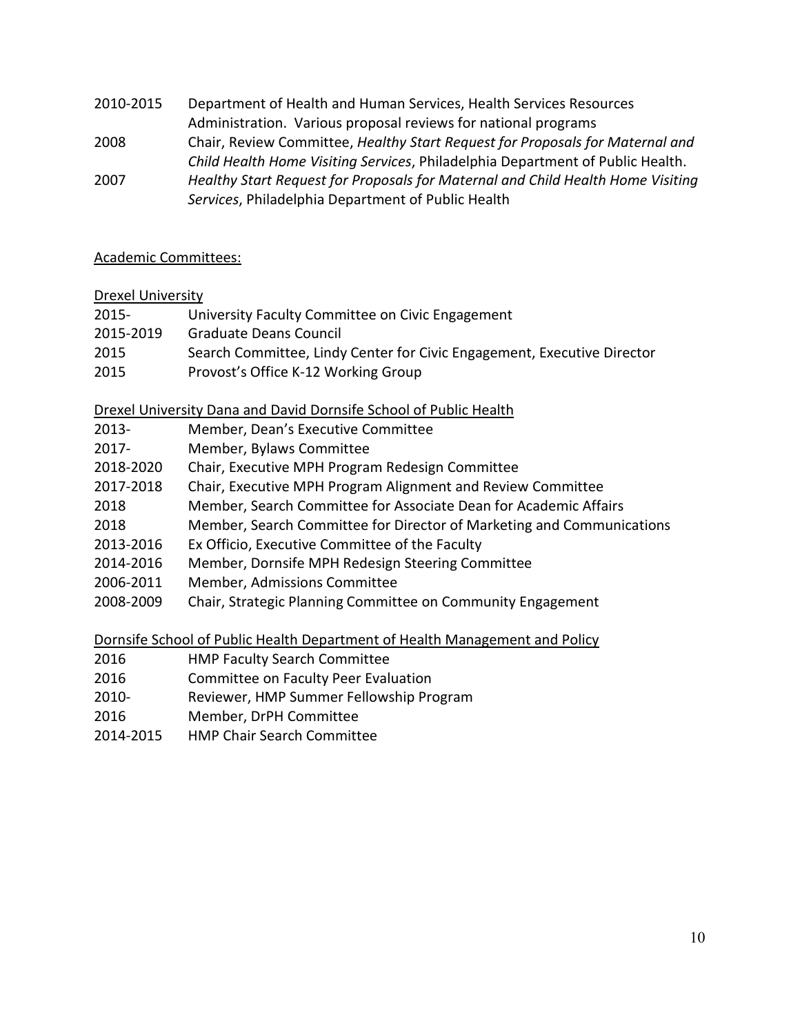2010-2015  Department of Health and Human Services, Health Services Resources Administration. Various proposal reviews for national programs

2008  Chair, Review Committee, *Healthy Start Request for Proposals for Maternal and Child Health Home Visiting Services*, Philadelphia Department of Public Health.

2007  *Healthy Start Request for Proposals for Maternal and Child Health Home Visiting Services*, Philadelphia Department of Public Health

## Academic Committees:

### Drexel University

2015-  University Faculty Committee on Civic Engagement

2015-2019  Graduate Deans Council

2015  Search Committee, Lindy Center for Civic Engagement, Executive Director

2015  Provost's Office K-12 Working Group

### Drexel University Dana and David Dornsife School of Public Health

2013-  Member, Dean's Executive Committee

2017-  Member, Bylaws Committee

2018-2020  Chair, Executive MPH Program Redesign Committee

2017-2018  Chair, Executive MPH Program Alignment and Review Committee

2018  Member, Search Committee for Associate Dean for Academic Affairs

2018  Member, Search Committee for Director of Marketing and Communications

2013-2016  Ex Officio, Executive Committee of the Faculty

2014-2016  Member, Dornsife MPH Redesign Steering Committee

2006-2011  Member, Admissions Committee

2008-2009  Chair, Strategic Planning Committee on Community Engagement

### Dornsife School of Public Health Department of Health Management and Policy

2016  HMP Faculty Search Committee

2016  Committee on Faculty Peer Evaluation

2010-  Reviewer, HMP Summer Fellowship Program

2016  Member, DrPH Committee

2014-2015  HMP Chair Search Committee